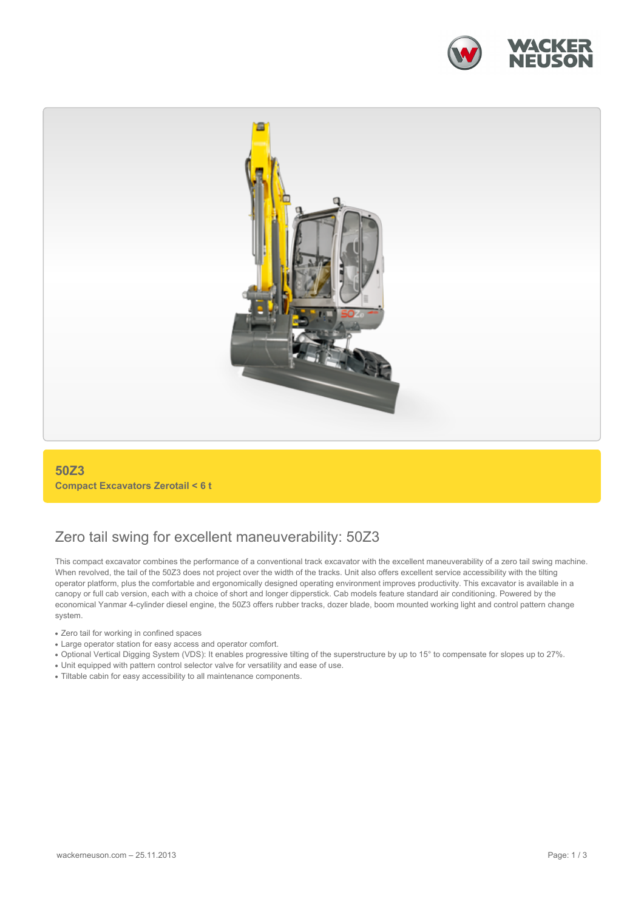# 50Z3

**Compact Excavators Zerotail < 6 t**

## Zero tail swing for excellent maneuverability: 50Z3

This compact excavator combines the performance of a conventional track excavator with the excellent maneuverability of a zero tail swing machine. When revolved, the tail of the 50Z3 does not project over the width of the tracks. Unit also offers excellent service accessibility with the tilting operator platform, plus the comfortable and ergonomically designed operating environment improves productivity. This excavator is available in a canopy or full cab version, each with a choice of short and longer dipperstick. Cab models feature standard air conditioning. Powered by the economical Yanmar 4-cylinder diesel engine, the 50Z3 offers rubber tracks, dozer blade, boom mounted working light and control pattern change system.

- Zero tail for working in confined spaces
- Large operator station for easy access and operator comfort.
- Optional Vertical Digging System (VDS): It enables progressive tilting of the superstructure by up to 15° to compensate for slopes up to 27%.
- Unit equipped with pattern control selector valve for versatility and ease of use.
- Tiltable cabin for easy accessibility to all maintenance components.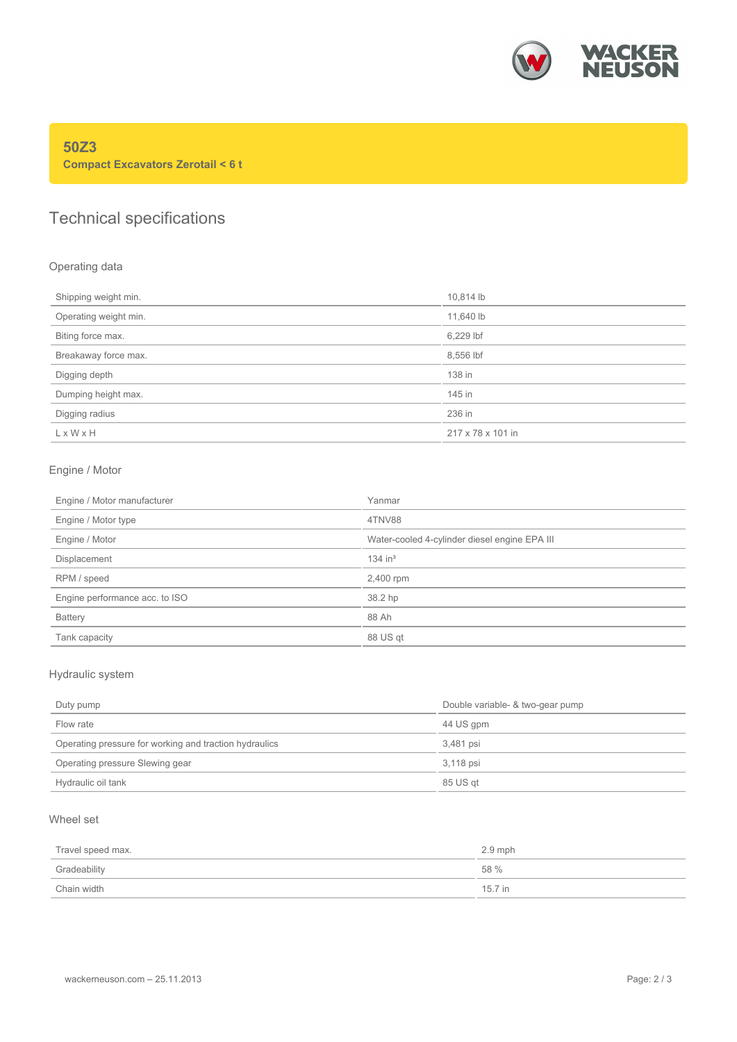## 50Z3

**Compact Excavators Zerotail < 6 t**

# Technical specifications

### Operating data

| | |
|---|---|
| Shipping weight min. | 10,814 lb |
| Operating weight min. | 11,640 lb |
| Biting force max. | 6,229 lbf |
| Breakaway force max. | 8,556 lbf |
| Digging depth | 138 in |
| Dumping height max. | 145 in |
| Digging radius | 236 in |
| L x W x H | 217 x 78 x 101 in |

### Engine / Motor

| | |
|---|---|
| Engine / Motor manufacturer | Yanmar |
| Engine / Motor type | 4TNV88 |
| Engine / Motor | Water-cooled 4-cylinder diesel engine EPA III |
| Displacement | 134 $in^3$ |
| RPM / speed | 2,400 rpm |
| Engine performance acc. to ISO | 38.2 hp |
| Battery | 88 Ah |
| Tank capacity | 88 US qt |

### Hydraulic system

| | |
|---|---|
| Duty pump | Double variable- & two-gear pump |
| Flow rate | 44 US gpm |
| Operating pressure for working and traction hydraulics | 3,481 psi |
| Operating pressure Slewing gear | 3,118 psi |
| Hydraulic oil tank | 85 US qt |

### Wheel set

| | |
|---|---|
| Travel speed max. | 2.9 mph |
| Gradeability | 58 % |
| Chain width | 15.7 in |

wackerneuson.com – 25.11.2013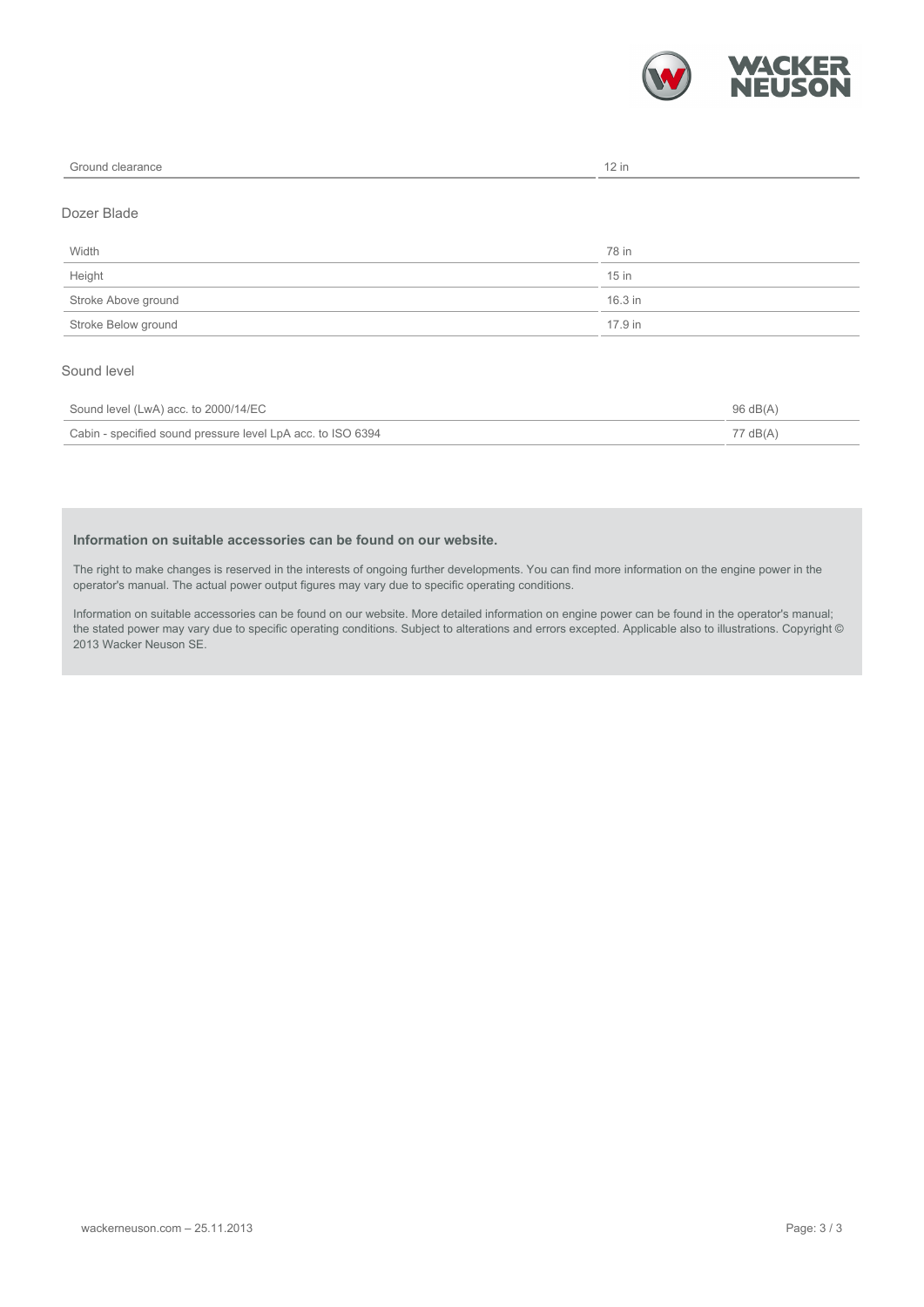| | |
|---|---|
| Ground clearance | 12 in |

## Dozer Blade

| | |
|---|---|
| Width | 78 in |
| Height | 15 in |
| Stroke Above ground | 16.3 in |
| Stroke Below ground | 17.9 in |

## Sound level

| | |
|---|---|
| Sound level (LwA) acc. to 2000/14/EC | 96 dB(A) |
| Cabin - specified sound pressure level LpA acc. to ISO 6394 | 77 dB(A) |

**Information on suitable accessories can be found on our website.**

The right to make changes is reserved in the interests of ongoing further developments. You can find more information on the engine power in the operator's manual. The actual power output figures may vary due to specific operating conditions.

Information on suitable accessories can be found on our website. More detailed information on engine power can be found in the operator's manual; the stated power may vary due to specific operating conditions. Subject to alterations and errors excepted. Applicable also to illustrations. Copyright © 2013 Wacker Neuson SE.

wackerneuson.com – 25.11.2013